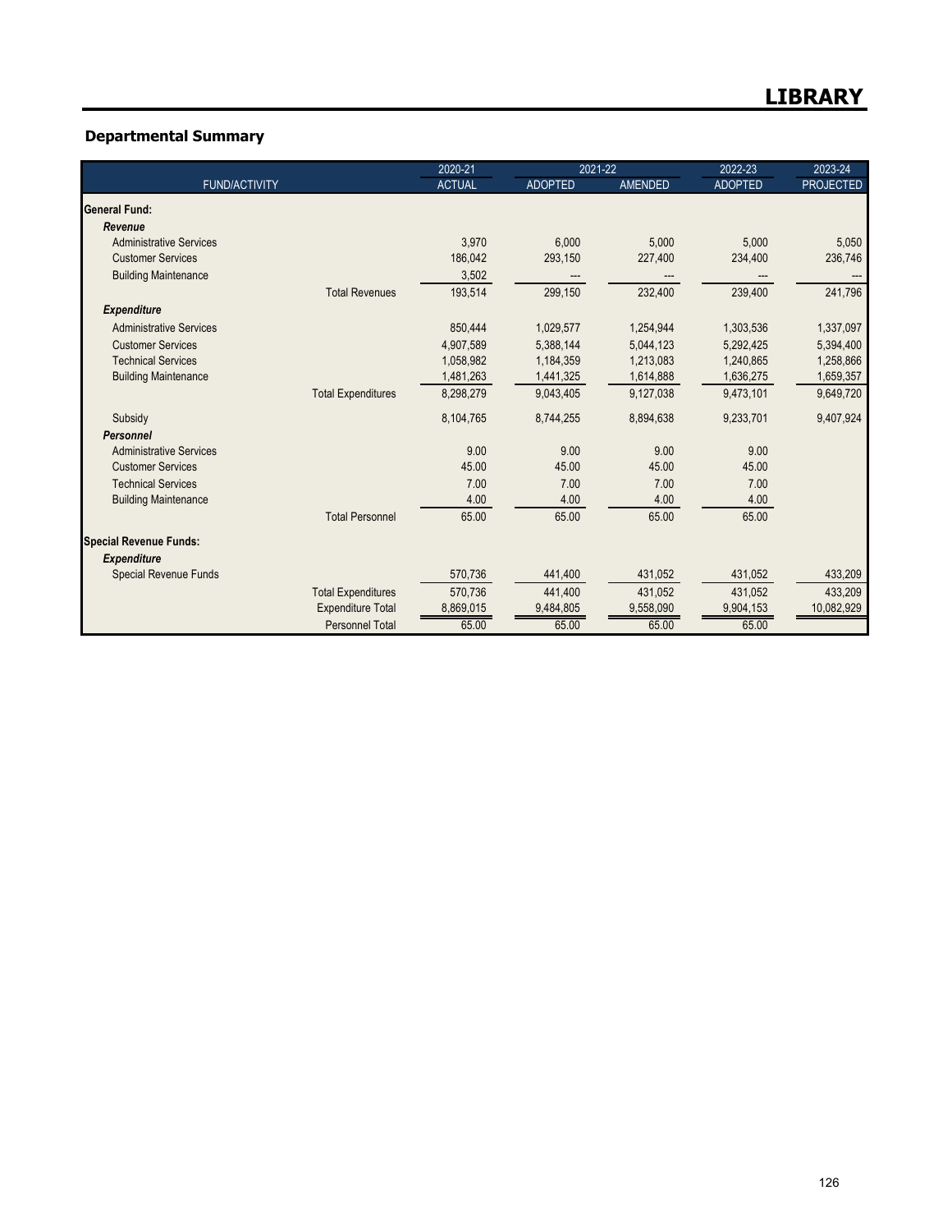# LIBRARY

## Departmental Summary

| FUND/ACTIVITY | | 2020-21 ACTUAL | 2021-22 ADOPTED | 2021-22 AMENDED | 2022-23 ADOPTED | 2023-24 PROJECTED |
|---|---|---|---|---|---|---|
| **General Fund:** | | | | | | |
| ***Revenue*** | | | | | | |
| Administrative Services | | 3,970 | 6,000 | 5,000 | 5,000 | 5,050 |
| Customer Services | | 186,042 | 293,150 | 227,400 | 234,400 | 236,746 |
| Building Maintenance | | 3,502 | --- | --- | --- | --- |
| | Total Revenues | 193,514 | 299,150 | 232,400 | 239,400 | 241,796 |
| ***Expenditure*** | | | | | | |
| Administrative Services | | 850,444 | 1,029,577 | 1,254,944 | 1,303,536 | 1,337,097 |
| Customer Services | | 4,907,589 | 5,388,144 | 5,044,123 | 5,292,425 | 5,394,400 |
| Technical Services | | 1,058,982 | 1,184,359 | 1,213,083 | 1,240,865 | 1,258,866 |
| Building Maintenance | | 1,481,263 | 1,441,325 | 1,614,888 | 1,636,275 | 1,659,357 |
| | Total Expenditures | 8,298,279 | 9,043,405 | 9,127,038 | 9,473,101 | 9,649,720 |
| Subsidy | | 8,104,765 | 8,744,255 | 8,894,638 | 9,233,701 | 9,407,924 |
| ***Personnel*** | | | | | | |
| Administrative Services | | 9.00 | 9.00 | 9.00 | 9.00 | |
| Customer Services | | 45.00 | 45.00 | 45.00 | 45.00 | |
| Technical Services | | 7.00 | 7.00 | 7.00 | 7.00 | |
| Building Maintenance | | 4.00 | 4.00 | 4.00 | 4.00 | |
| | Total Personnel | 65.00 | 65.00 | 65.00 | 65.00 | |
| **Special Revenue Funds:** | | | | | | |
| ***Expenditure*** | | | | | | |
| Special Revenue Funds | | 570,736 | 441,400 | 431,052 | 431,052 | 433,209 |
| | Total Expenditures | 570,736 | 441,400 | 431,052 | 431,052 | 433,209 |
| | Expenditure Total | 8,869,015 | 9,484,805 | 9,558,090 | 9,904,153 | 10,082,929 |
| | Personnel Total | 65.00 | 65.00 | 65.00 | 65.00 | |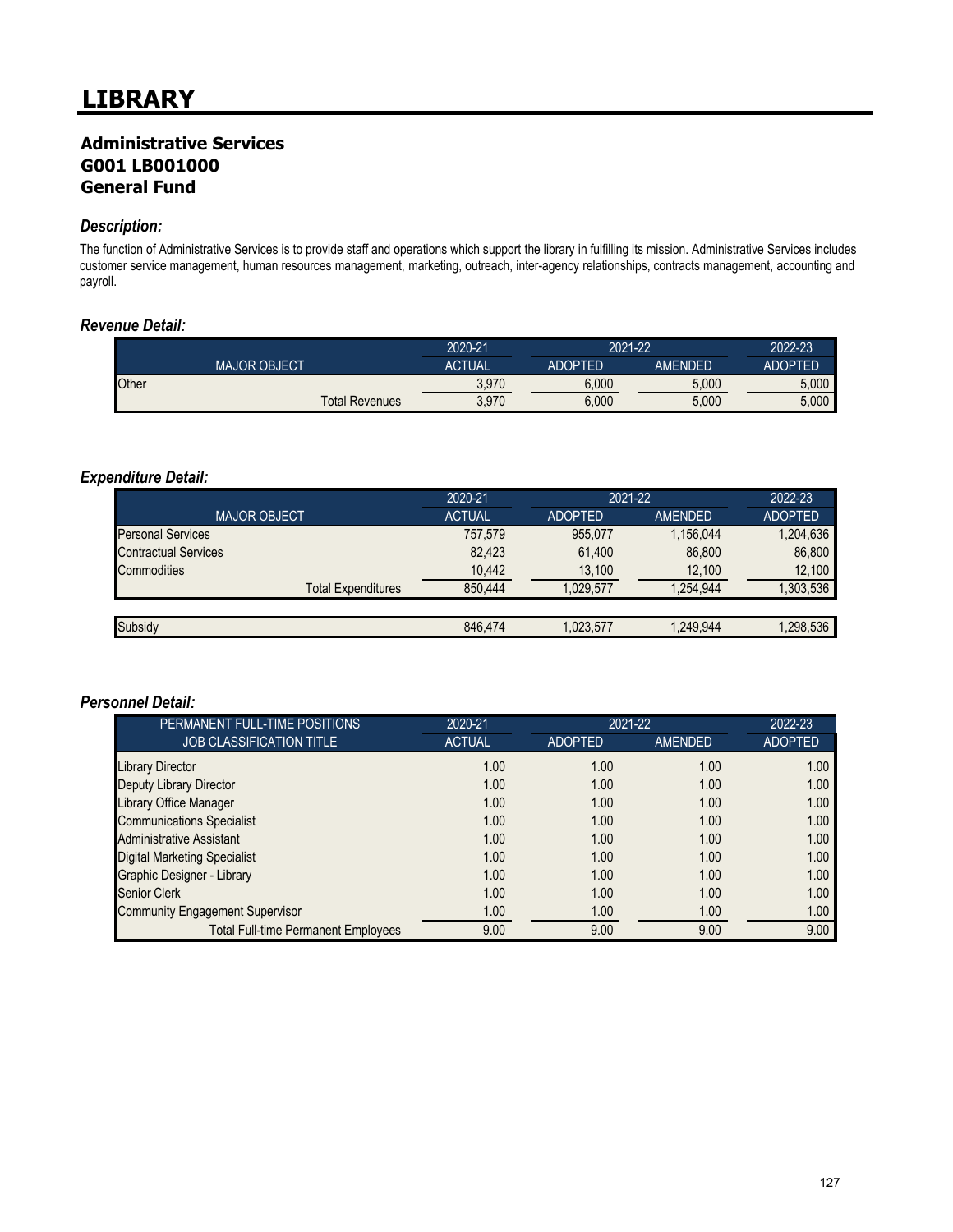# LIBRARY

## Administrative Services
## G001 LB001000
## General Fund

### *Description:*

The function of Administrative Services is to provide staff and operations which support the library in fulfilling its mission. Administrative Services includes customer service management, human resources management, marketing, outreach, inter-agency relationships, contracts management, accounting and payroll.

### *Revenue Detail:*

| | 2020-21 | 2021-22 | | 2022-23 |
|---|---|---|---|---|
| MAJOR OBJECT | ACTUAL | ADOPTED | AMENDED | ADOPTED |
| Other | 3,970 | 6,000 | 5,000 | 5,000 |
| Total Revenues | 3,970 | 6,000 | 5,000 | 5,000 |

### *Expenditure Detail:*

| | 2020-21 | 2021-22 | | 2022-23 |
|---|---|---|---|---|
| MAJOR OBJECT | ACTUAL | ADOPTED | AMENDED | ADOPTED |
| Personal Services | 757,579 | 955,077 | 1,156,044 | 1,204,636 |
| Contractual Services | 82,423 | 61,400 | 86,800 | 86,800 |
| Commodities | 10,442 | 13,100 | 12,100 | 12,100 |
| Total Expenditures | 850,444 | 1,029,577 | 1,254,944 | 1,303,536 |
| | | | | |
| Subsidy | 846,474 | 1,023,577 | 1,249,944 | 1,298,536 |

### *Personnel Detail:*

| PERMANENT FULL-TIME POSITIONS | 2020-21 | 2021-22 | | 2022-23 |
|---|---|---|---|---|
| JOB CLASSIFICATION TITLE | ACTUAL | ADOPTED | AMENDED | ADOPTED |
| Library Director | 1.00 | 1.00 | 1.00 | 1.00 |
| Deputy Library Director | 1.00 | 1.00 | 1.00 | 1.00 |
| Library Office Manager | 1.00 | 1.00 | 1.00 | 1.00 |
| Communications Specialist | 1.00 | 1.00 | 1.00 | 1.00 |
| Administrative Assistant | 1.00 | 1.00 | 1.00 | 1.00 |
| Digital Marketing Specialist | 1.00 | 1.00 | 1.00 | 1.00 |
| Graphic Designer - Library | 1.00 | 1.00 | 1.00 | 1.00 |
| Senior Clerk | 1.00 | 1.00 | 1.00 | 1.00 |
| Community Engagement Supervisor | 1.00 | 1.00 | 1.00 | 1.00 |
| Total Full-time Permanent Employees | 9.00 | 9.00 | 9.00 | 9.00 |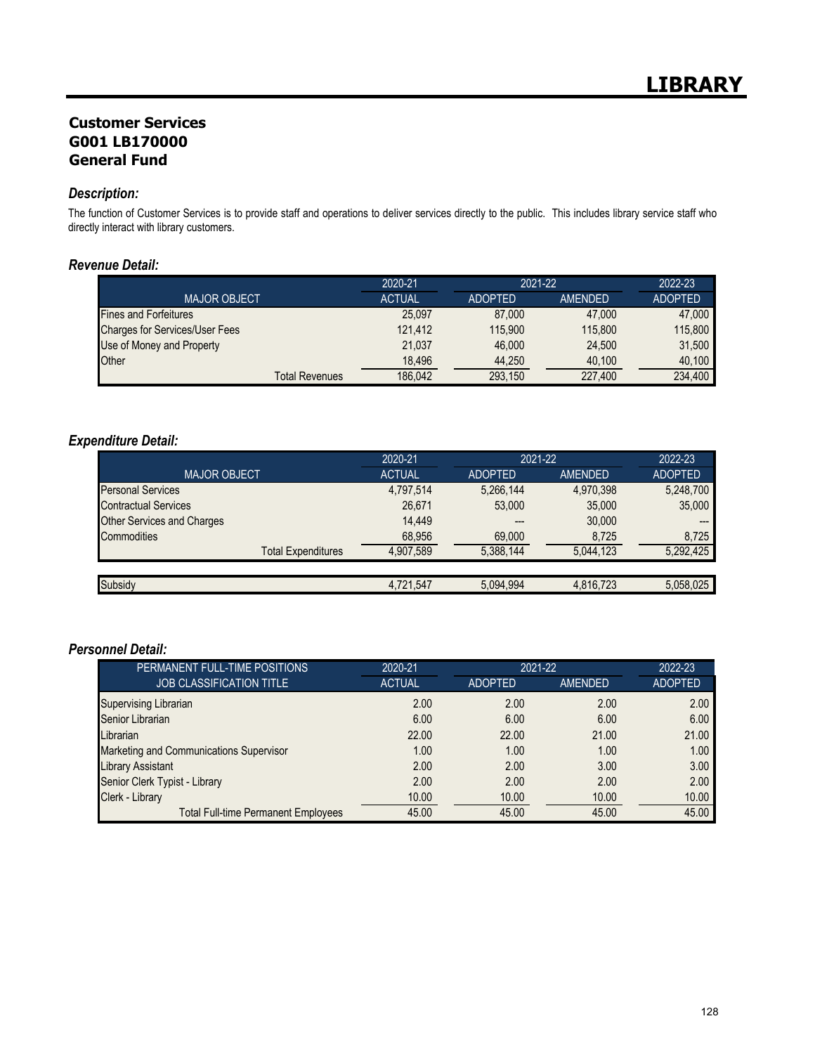# LIBRARY

## Customer Services
## G001 LB170000
## General Fund

### *Description:*

The function of Customer Services is to provide staff and operations to deliver services directly to the public. This includes library service staff who directly interact with library customers.

### *Revenue Detail:*

| | 2020-21 | 2021-22 | | 2022-23 |
|---|---|---|---|---|
| MAJOR OBJECT | ACTUAL | ADOPTED | AMENDED | ADOPTED |
| Fines and Forfeitures | 25,097 | 87,000 | 47,000 | 47,000 |
| Charges for Services/User Fees | 121,412 | 115,900 | 115,800 | 115,800 |
| Use of Money and Property | 21,037 | 46,000 | 24,500 | 31,500 |
| Other | 18,496 | 44,250 | 40,100 | 40,100 |
| Total Revenues | 186,042 | 293,150 | 227,400 | 234,400 |

### *Expenditure Detail:*

| | 2020-21 | 2021-22 | | 2022-23 |
|---|---|---|---|---|
| MAJOR OBJECT | ACTUAL | ADOPTED | AMENDED | ADOPTED |
| Personal Services | 4,797,514 | 5,266,144 | 4,970,398 | 5,248,700 |
| Contractual Services | 26,671 | 53,000 | 35,000 | 35,000 |
| Other Services and Charges | 14,449 | --- | 30,000 | --- |
| Commodities | 68,956 | 69,000 | 8,725 | 8,725 |
| Total Expenditures | 4,907,589 | 5,388,144 | 5,044,123 | 5,292,425 |
| | | | | |
| Subsidy | 4,721,547 | 5,094,994 | 4,816,723 | 5,058,025 |

### *Personnel Detail:*

| PERMANENT FULL-TIME POSITIONS | 2020-21 | 2021-22 | | 2022-23 |
|---|---|---|---|---|
| JOB CLASSIFICATION TITLE | ACTUAL | ADOPTED | AMENDED | ADOPTED |
| Supervising Librarian | 2.00 | 2.00 | 2.00 | 2.00 |
| Senior Librarian | 6.00 | 6.00 | 6.00 | 6.00 |
| Librarian | 22.00 | 22.00 | 21.00 | 21.00 |
| Marketing and Communications Supervisor | 1.00 | 1.00 | 1.00 | 1.00 |
| Library Assistant | 2.00 | 2.00 | 3.00 | 3.00 |
| Senior Clerk Typist - Library | 2.00 | 2.00 | 2.00 | 2.00 |
| Clerk - Library | 10.00 | 10.00 | 10.00 | 10.00 |
| Total Full-time Permanent Employees | 45.00 | 45.00 | 45.00 | 45.00 |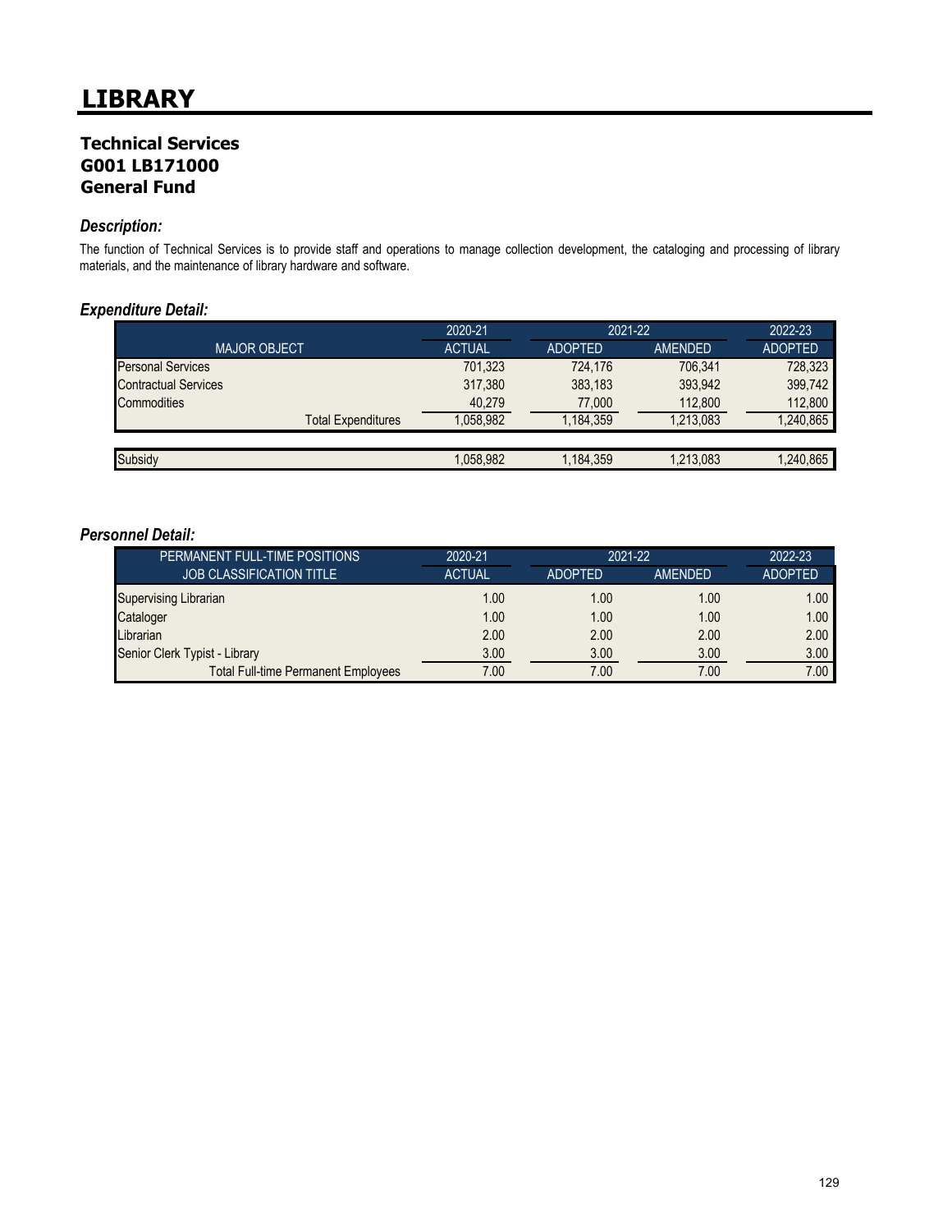# LIBRARY

## Technical Services
## G001 LB171000
## General Fund

### *Description:*

The function of Technical Services is to provide staff and operations to manage collection development, the cataloging and processing of library materials, and the maintenance of library hardware and software.

### *Expenditure Detail:*

| | 2020-21 | 2021-22 | | 2022-23 |
|---|---|---|---|---|
| MAJOR OBJECT | ACTUAL | ADOPTED | AMENDED | ADOPTED |
| Personal Services | 701,323 | 724,176 | 706,341 | 728,323 |
| Contractual Services | 317,380 | 383,183 | 393,942 | 399,742 |
| Commodities | 40,279 | 77,000 | 112,800 | 112,800 |
| Total Expenditures | 1,058,982 | 1,184,359 | 1,213,083 | 1,240,865 |
| | | | | |
| Subsidy | 1,058,982 | 1,184,359 | 1,213,083 | 1,240,865 |

### *Personnel Detail:*

| PERMANENT FULL-TIME POSITIONS | 2020-21 | 2021-22 | | 2022-23 |
|---|---|---|---|---|
| JOB CLASSIFICATION TITLE | ACTUAL | ADOPTED | AMENDED | ADOPTED |
| Supervising Librarian | 1.00 | 1.00 | 1.00 | 1.00 |
| Cataloger | 1.00 | 1.00 | 1.00 | 1.00 |
| Librarian | 2.00 | 2.00 | 2.00 | 2.00 |
| Senior Clerk Typist - Library | 3.00 | 3.00 | 3.00 | 3.00 |
| Total Full-time Permanent Employees | 7.00 | 7.00 | 7.00 | 7.00 |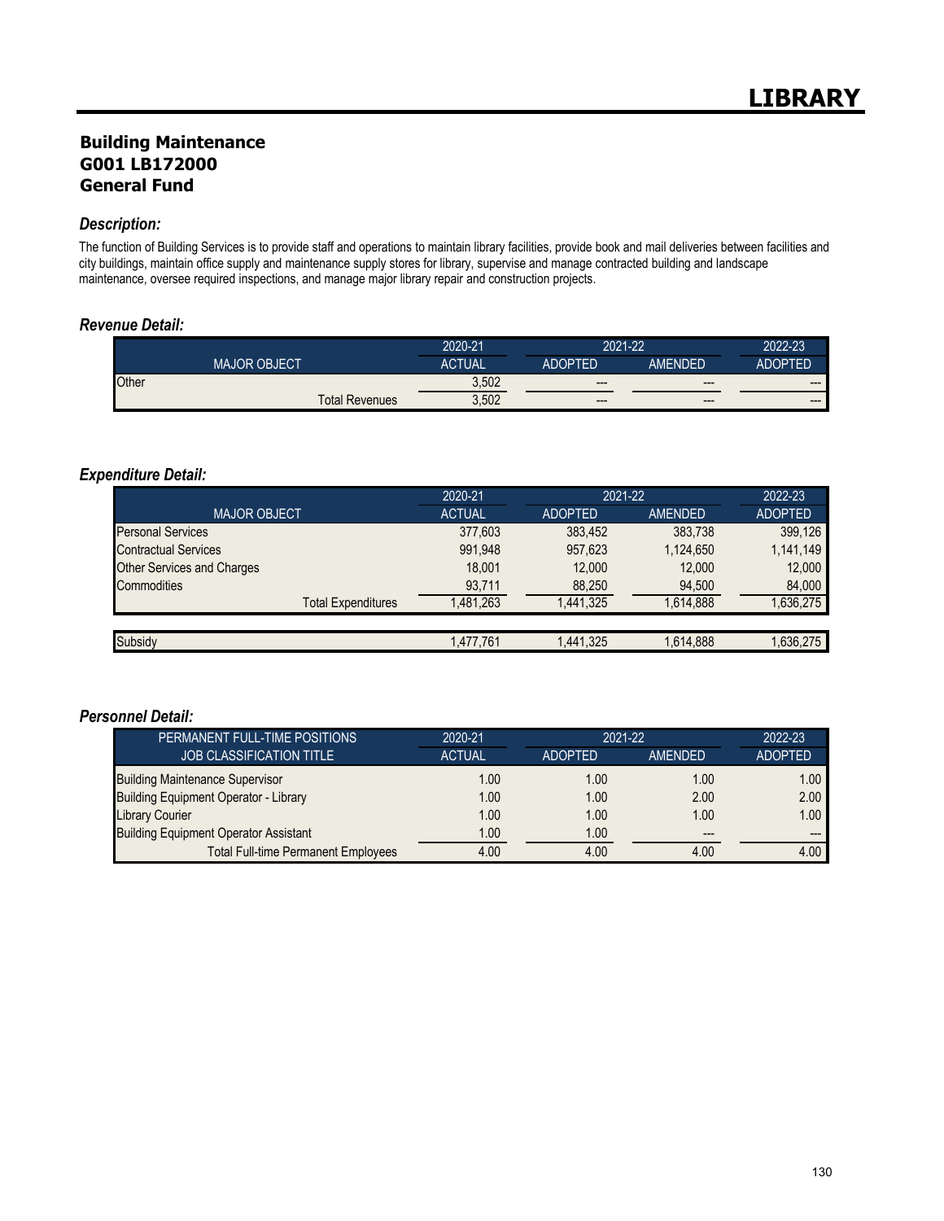# LIBRARY

## Building Maintenance
## G001 LB172000
## General Fund

### *Description:*

The function of Building Services is to provide staff and operations to maintain library facilities, provide book and mail deliveries between facilities and city buildings, maintain office supply and maintenance supply stores for library, supervise and manage contracted building and landscape maintenance, oversee required inspections, and manage major library repair and construction projects.

### *Revenue Detail:*

| | 2020-21 | 2021-22 | | 2022-23 |
|---|---|---|---|---|
| MAJOR OBJECT | ACTUAL | ADOPTED | AMENDED | ADOPTED |
| Other | 3,502 | --- | --- | --- |
| Total Revenues | 3,502 | --- | --- | --- |

### *Expenditure Detail:*

| | 2020-21 | 2021-22 | | 2022-23 |
|---|---|---|---|---|
| MAJOR OBJECT | ACTUAL | ADOPTED | AMENDED | ADOPTED |
| Personal Services | 377,603 | 383,452 | 383,738 | 399,126 |
| Contractual Services | 991,948 | 957,623 | 1,124,650 | 1,141,149 |
| Other Services and Charges | 18,001 | 12,000 | 12,000 | 12,000 |
| Commodities | 93,711 | 88,250 | 94,500 | 84,000 |
| Total Expenditures | 1,481,263 | 1,441,325 | 1,614,888 | 1,636,275 |
| | | | | |
| Subsidy | 1,477,761 | 1,441,325 | 1,614,888 | 1,636,275 |

### *Personnel Detail:*

| PERMANENT FULL-TIME POSITIONS | 2020-21 | 2021-22 | | 2022-23 |
|---|---|---|---|---|
| JOB CLASSIFICATION TITLE | ACTUAL | ADOPTED | AMENDED | ADOPTED |
| Building Maintenance Supervisor | 1.00 | 1.00 | 1.00 | 1.00 |
| Building Equipment Operator - Library | 1.00 | 1.00 | 2.00 | 2.00 |
| Library Courier | 1.00 | 1.00 | 1.00 | 1.00 |
| Building Equipment Operator Assistant | 1.00 | 1.00 | --- | --- |
| Total Full-time Permanent Employees | 4.00 | 4.00 | 4.00 | 4.00 |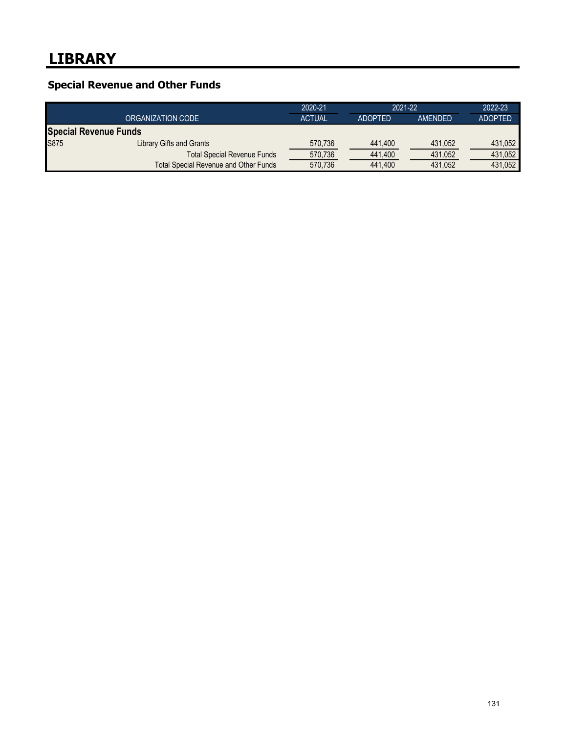# LIBRARY

## Special Revenue and Other Funds

| | | 2020-21 | 2021-22 | | 2022-23 |
|---|---|---|---|---|---|
| | ORGANIZATION CODE | ACTUAL | ADOPTED | AMENDED | ADOPTED |
| **Special Revenue Funds** | | | | | |
| S875 | Library Gifts and Grants | 570,736 | 441,400 | 431,052 | 431,052 |
| | Total Special Revenue Funds | 570,736 | 441,400 | 431,052 | 431,052 |
| | Total Special Revenue and Other Funds | 570,736 | 441,400 | 431,052 | 431,052 |